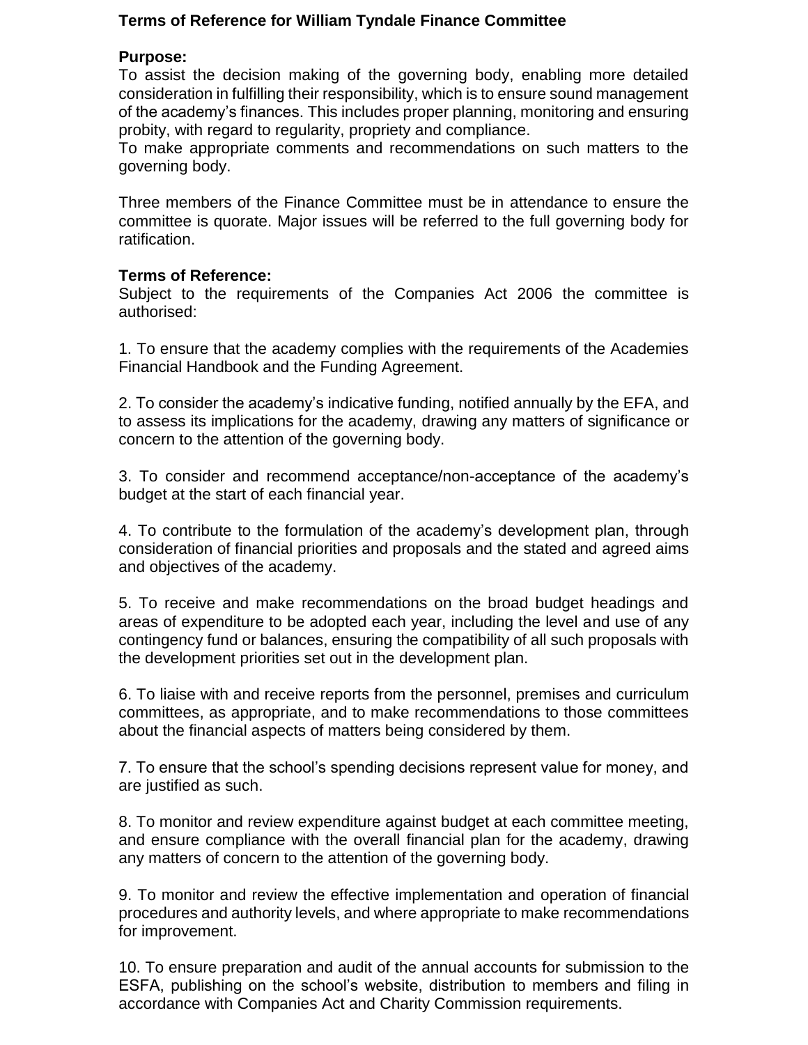# Terms of Reference for William Tyndale Finance Committee

## Purpose:

To assist the decision making of the governing body, enabling more detailed consideration in fulfilling their responsibility, which is to ensure sound management of the academy's finances. This includes proper planning, monitoring and ensuring probity, with regard to regularity, propriety and compliance.

To make appropriate comments and recommendations on such matters to the governing body.

Three members of the Finance Committee must be in attendance to ensure the committee is quorate. Major issues will be referred to the full governing body for ratification.

## Terms of Reference:

Subject to the requirements of the Companies Act 2006 the committee is authorised:

1. To ensure that the academy complies with the requirements of the Academies Financial Handbook and the Funding Agreement.

2. To consider the academy's indicative funding, notified annually by the EFA, and to assess its implications for the academy, drawing any matters of significance or concern to the attention of the governing body.

3. To consider and recommend acceptance/non-acceptance of the academy's budget at the start of each financial year.

4. To contribute to the formulation of the academy's development plan, through consideration of financial priorities and proposals and the stated and agreed aims and objectives of the academy.

5. To receive and make recommendations on the broad budget headings and areas of expenditure to be adopted each year, including the level and use of any contingency fund or balances, ensuring the compatibility of all such proposals with the development priorities set out in the development plan.

6. To liaise with and receive reports from the personnel, premises and curriculum committees, as appropriate, and to make recommendations to those committees about the financial aspects of matters being considered by them.

7. To ensure that the school's spending decisions represent value for money, and are justified as such.

8. To monitor and review expenditure against budget at each committee meeting, and ensure compliance with the overall financial plan for the academy, drawing any matters of concern to the attention of the governing body.

9. To monitor and review the effective implementation and operation of financial procedures and authority levels, and where appropriate to make recommendations for improvement.

10. To ensure preparation and audit of the annual accounts for submission to the ESFA, publishing on the school's website, distribution to members and filing in accordance with Companies Act and Charity Commission requirements.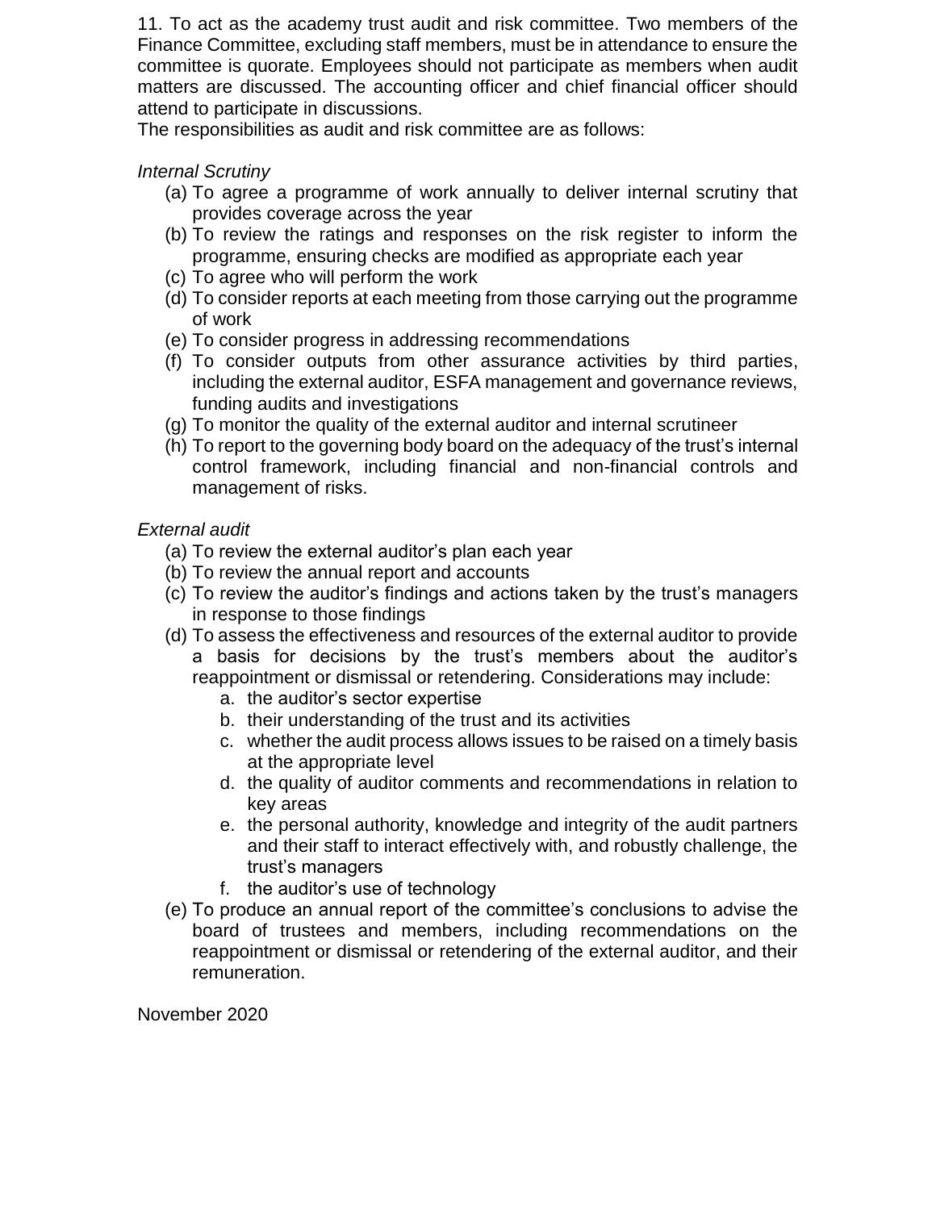11. To act as the academy trust audit and risk committee. Two members of the Finance Committee, excluding staff members, must be in attendance to ensure the committee is quorate. Employees should not participate as members when audit matters are discussed. The accounting officer and chief financial officer should attend to participate in discussions.
The responsibilities as audit and risk committee are as follows:

*Internal Scrutiny*

(a) To agree a programme of work annually to deliver internal scrutiny that provides coverage across the year
(b) To review the ratings and responses on the risk register to inform the programme, ensuring checks are modified as appropriate each year
(c) To agree who will perform the work
(d) To consider reports at each meeting from those carrying out the programme of work
(e) To consider progress in addressing recommendations
(f) To consider outputs from other assurance activities by third parties, including the external auditor, ESFA management and governance reviews, funding audits and investigations
(g) To monitor the quality of the external auditor and internal scrutineer
(h) To report to the governing body board on the adequacy of the trust's internal control framework, including financial and non-financial controls and management of risks.

*External audit*

(a) To review the external auditor's plan each year
(b) To review the annual report and accounts
(c) To review the auditor's findings and actions taken by the trust's managers in response to those findings
(d) To assess the effectiveness and resources of the external auditor to provide a basis for decisions by the trust's members about the auditor's reappointment or dismissal or retendering. Considerations may include:
    a. the auditor's sector expertise
    b. their understanding of the trust and its activities
    c. whether the audit process allows issues to be raised on a timely basis at the appropriate level
    d. the quality of auditor comments and recommendations in relation to key areas
    e. the personal authority, knowledge and integrity of the audit partners and their staff to interact effectively with, and robustly challenge, the trust's managers
    f. the auditor's use of technology
(e) To produce an annual report of the committee's conclusions to advise the board of trustees and members, including recommendations on the reappointment or dismissal or retendering of the external auditor, and their remuneration.

November 2020